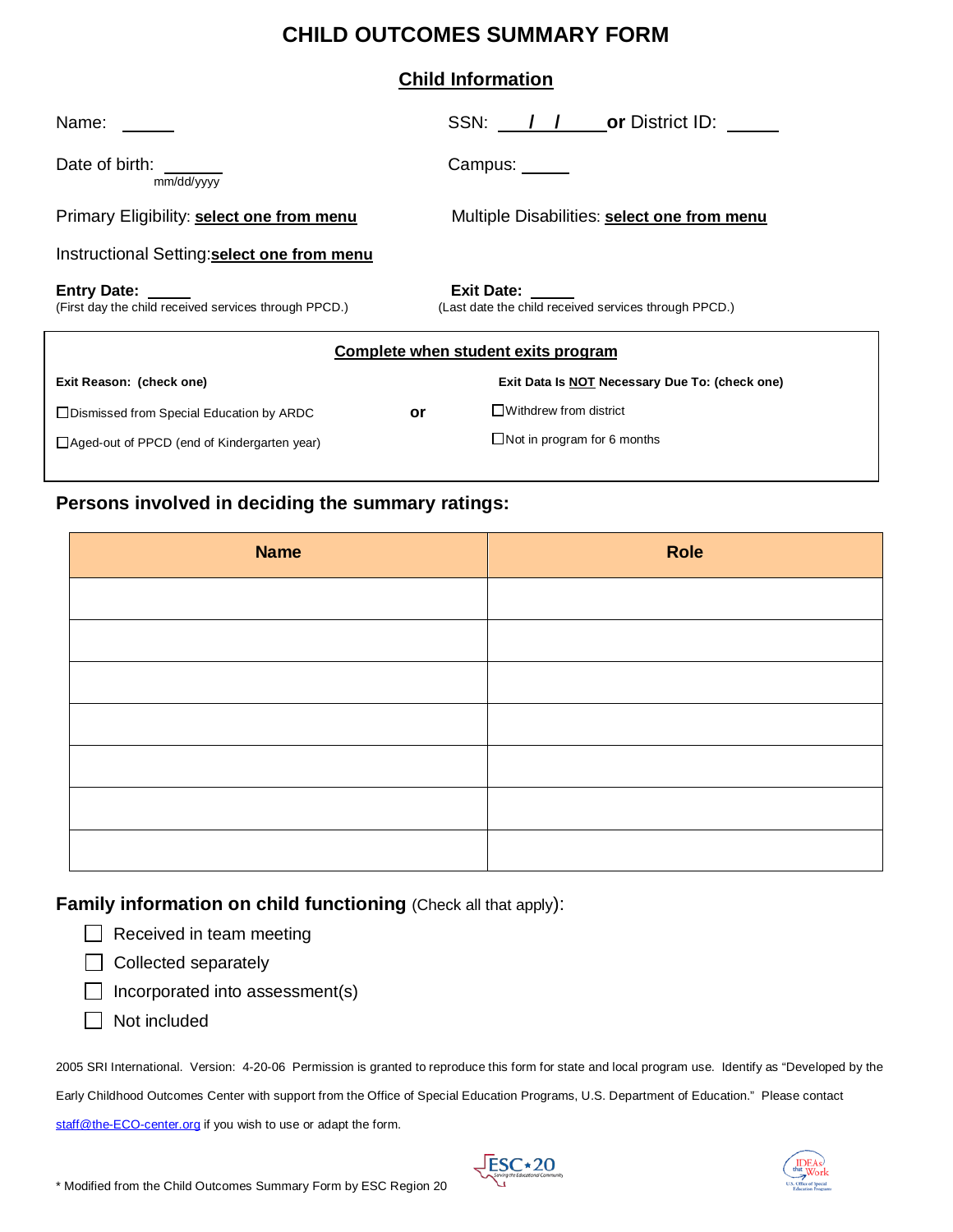# CHILD OUTCOMES SUMMARY FORM

## Child Information

Name: ______

SSN: ___/___/______ **or** District ID: ______

Date of birth: _______
mm/dd/yyyy

Campus: _____

Primary Eligibility: **select one from menu**

Multiple Disabilities: **select one from menu**

Instructional Setting: **select one from menu**

**Entry Date:** _____
(First day the child received services through PPCD.)

**Exit Date:** _____
(Last date the child received services through PPCD.)

**Complete when student exits program**

**Exit Reason: (check one)**

- ☐ Dismissed from Special Education by ARDC
- ☐ Aged-out of PPCD (end of Kindergarten year)

**or**

**Exit Data Is NOT Necessary Due To: (check one)**

- ☐ Withdrew from district
- ☐ Not in program for 6 months

### Persons involved in deciding the summary ratings:

| Name | Role |
| --- | --- |
| | |
| | |
| | |
| | |
| | |
| | |
| | |

### Family information on child functioning (Check all that apply):

- ☐ Received in team meeting
- ☐ Collected separately
- ☐ Incorporated into assessment(s)
- ☐ Not included

2005 SRI International. Version: 4-20-06 Permission is granted to reproduce this form for state and local program use. Identify as "Developed by the Early Childhood Outcomes Center with support from the Office of Special Education Programs, U.S. Department of Education." Please contact staff@the-ECO-center.org if you wish to use or adapt the form.

* Modified from the Child Outcomes Summary Form by ESC Region 20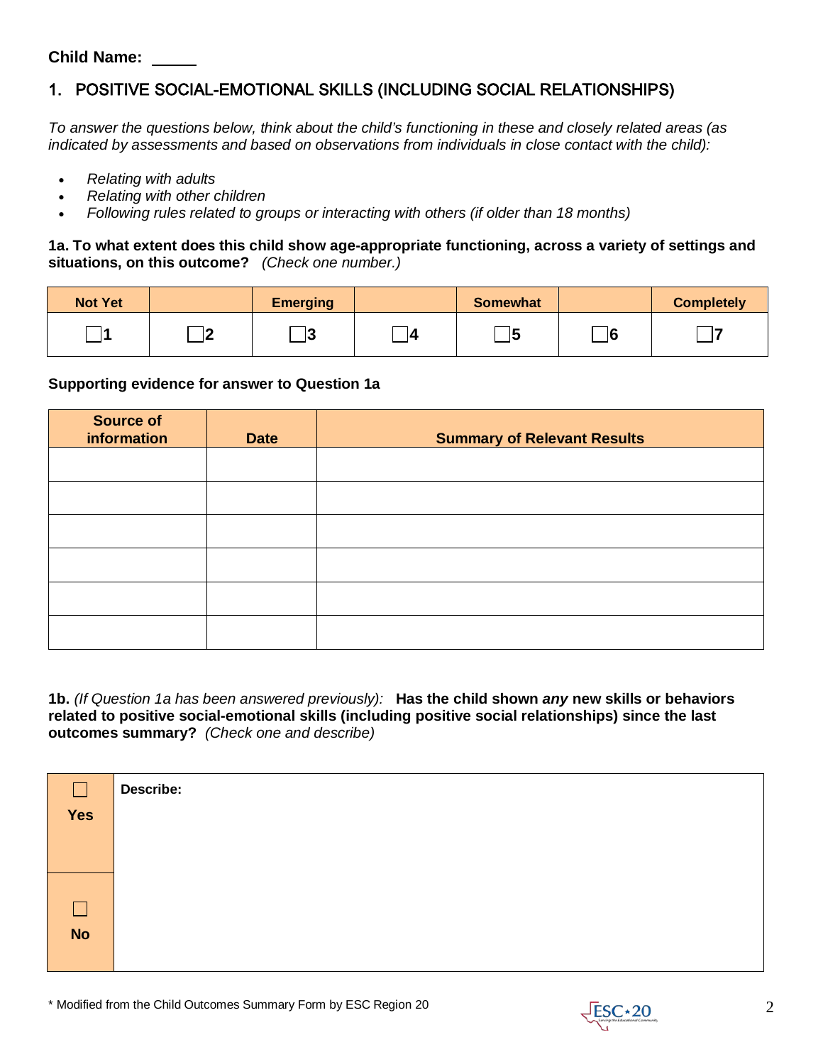**Child Name:** \_\_\_\_\_

## 1. POSITIVE SOCIAL-EMOTIONAL SKILLS (INCLUDING SOCIAL RELATIONSHIPS)

*To answer the questions below, think about the child's functioning in these and closely related areas (as indicated by assessments and based on observations from individuals in close contact with the child):*

- *Relating with adults*
- *Relating with other children*
- *Following rules related to groups or interacting with others (if older than 18 months)*

**1a. To what extent does this child show age-appropriate functioning, across a variety of settings and situations, on this outcome?** *(Check one number.)*

| Not Yet | | Emerging | | Somewhat | | Completely |
|---|---|---|---|---|---|---|
| ☐1 | ☐2 | ☐3 | ☐4 | ☐5 | ☐6 | ☐7 |

**Supporting evidence for answer to Question 1a**

| Source of information | Date | Summary of Relevant Results |
|---|---|---|
| | | |
| | | |
| | | |
| | | |
| | | |
| | | |

**1b.** *(If Question 1a has been answered previously):* **Has the child shown *any* new skills or behaviors related to positive social-emotional skills (including positive social relationships) since the last outcomes summary?** *(Check one and describe)*

| | |
|---|---|
| ☐ **Yes** | **Describe:** |
| ☐ **No** | |

\* Modified from the Child Outcomes Summary Form by ESC Region 20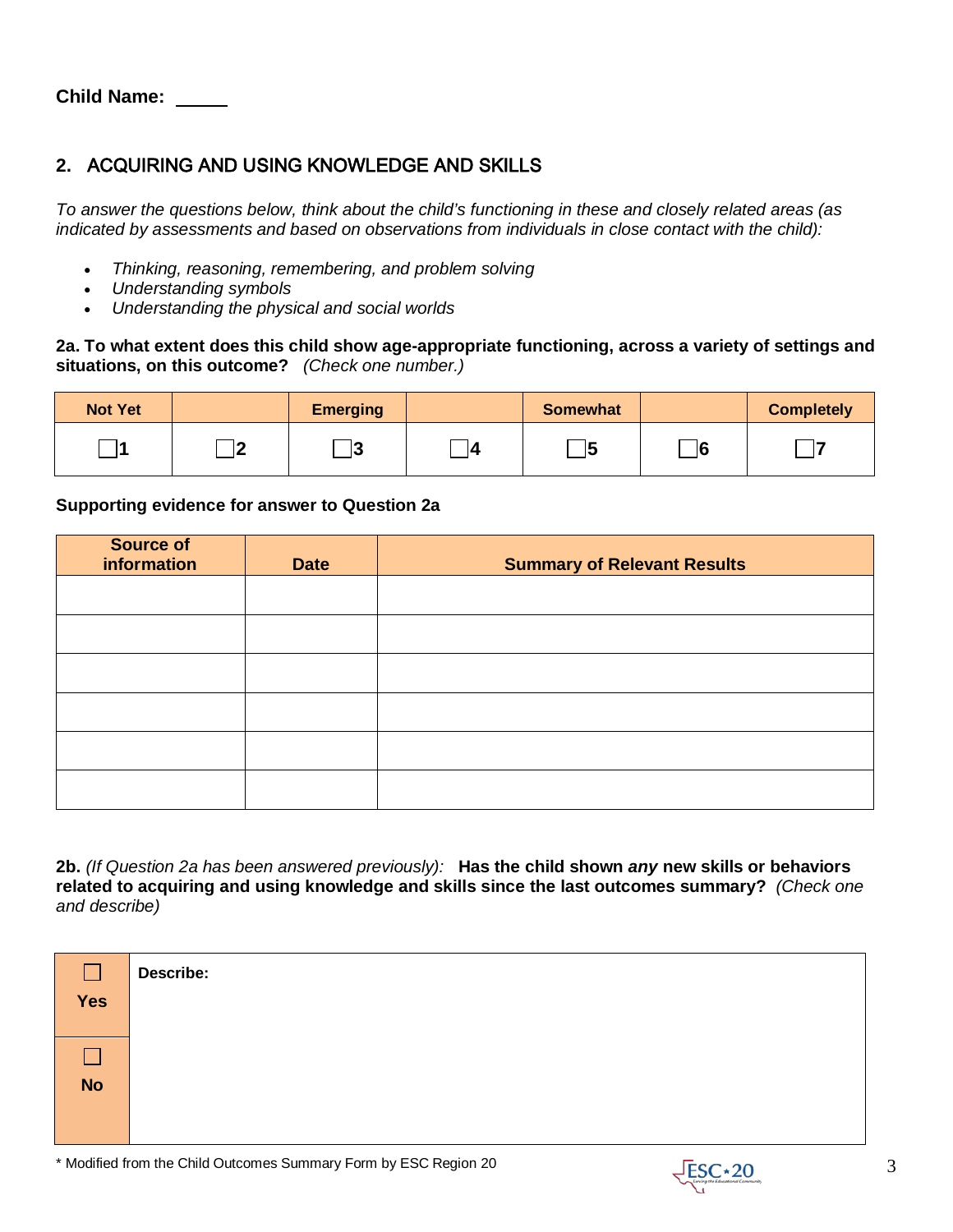**Child Name:** _____

## 2. ACQUIRING AND USING KNOWLEDGE AND SKILLS

*To answer the questions below, think about the child's functioning in these and closely related areas (as indicated by assessments and based on observations from individuals in close contact with the child):*

- *Thinking, reasoning, remembering, and problem solving*
- *Understanding symbols*
- *Understanding the physical and social worlds*

**2a. To what extent does this child show age-appropriate functioning, across a variety of settings and situations, on this outcome?** *(Check one number.)*

| Not Yet | | Emerging | | Somewhat | | Completely |
|---|---|---|---|---|---|---|
| ☐1 | ☐2 | ☐3 | ☐4 | ☐5 | ☐6 | ☐7 |

**Supporting evidence for answer to Question 2a**

| Source of information | Date | Summary of Relevant Results |
|---|---|---|
| | | |
| | | |
| | | |
| | | |
| | | |
| | | |

**2b.** *(If Question 2a has been answered previously):* **Has the child shown *any* new skills or behaviors related to acquiring and using knowledge and skills since the last outcomes summary?** *(Check one and describe)*

| | |
|---|---|
| ☐ **Yes** | **Describe:** |
| ☐ **No** | |

\* Modified from the Child Outcomes Summary Form by ESC Region 20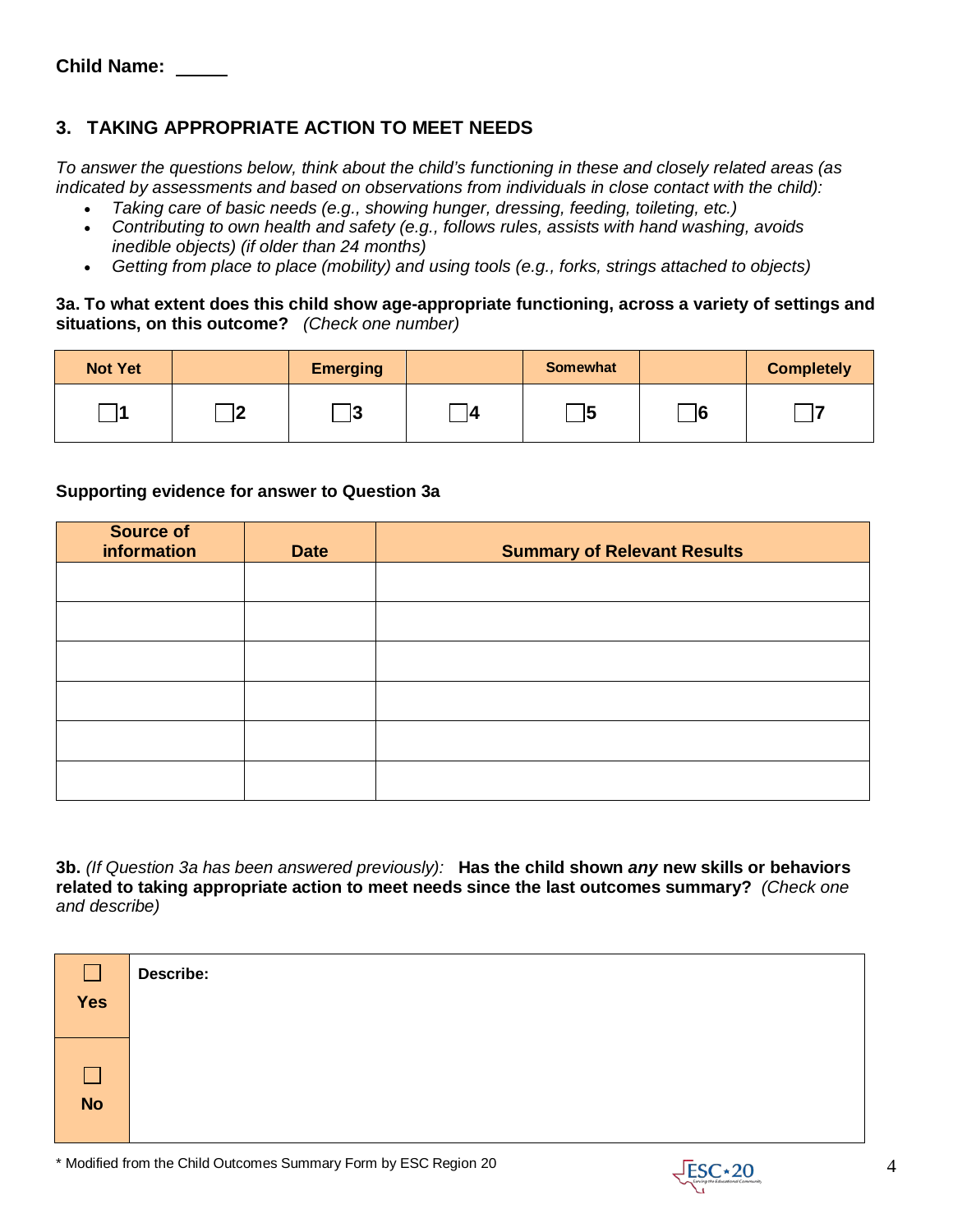**Child Name:** ______

## 3. TAKING APPROPRIATE ACTION TO MEET NEEDS

*To answer the questions below, think about the child's functioning in these and closely related areas (as indicated by assessments and based on observations from individuals in close contact with the child):*

- *Taking care of basic needs (e.g., showing hunger, dressing, feeding, toileting, etc.)*
- *Contributing to own health and safety (e.g., follows rules, assists with hand washing, avoids inedible objects) (if older than 24 months)*
- *Getting from place to place (mobility) and using tools (e.g., forks, strings attached to objects)*

**3a. To what extent does this child show age-appropriate functioning, across a variety of settings and situations, on this outcome?** *(Check one number)*

| Not Yet | | Emerging | | Somewhat | | Completely |
|---|---|---|---|---|---|---|
| ☐1 | ☐2 | ☐3 | ☐4 | ☐5 | ☐6 | ☐7 |

**Supporting evidence for answer to Question 3a**

| Source of information | Date | Summary of Relevant Results |
|---|---|---|
| | | |
| | | |
| | | |
| | | |
| | | |
| | | |

**3b.** *(If Question 3a has been answered previously):* **Has the child shown *any* new skills or behaviors related to taking appropriate action to meet needs since the last outcomes summary?** *(Check one and describe)*

| | |
|---|---|
| ☐ **Yes** | **Describe:** |
| ☐ **No** | |

\* Modified from the Child Outcomes Summary Form by ESC Region 20